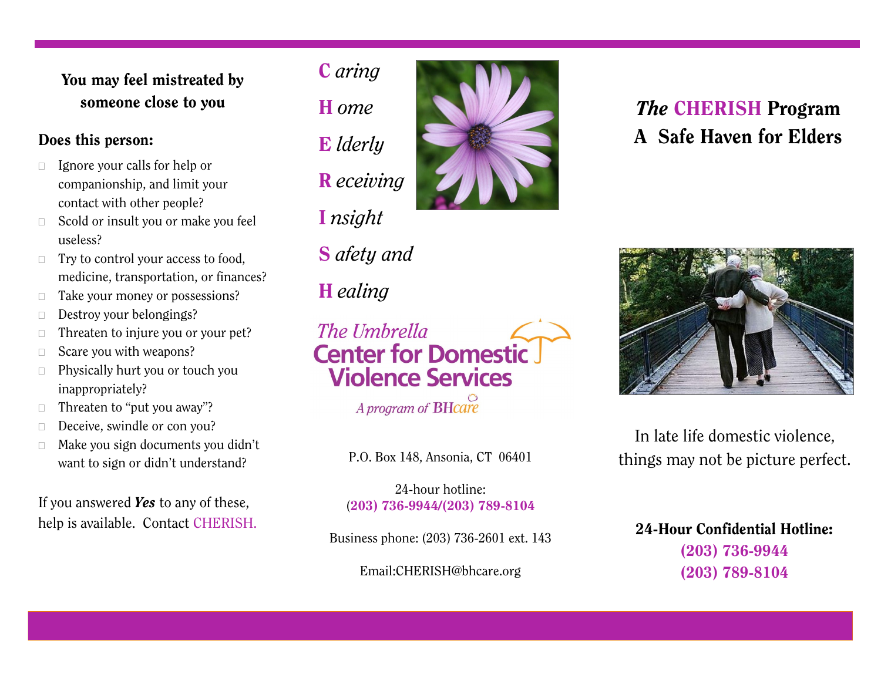## You may feel mistreated by someone close to you

### Does this person:

- Ignore your calls for help or companionship, and limit your contact with other people?
- Scold or insult you or make you feel useless?
- Try to control your access to food, medicine, transportation, or finances?
- Take your money or possessions?
- Destroy your belongings?
- Threaten to injure you or your pet?
- Scare you with weapons?
- Physically hurt you or touch you inappropriately?
- Threaten to "put you away"?
- Deceive, swindle or con you?
- Make you sign documents you didn't want to sign or didn't understand?

If you answered ***Yes*** to any of these, help is available. Contact CHERISH.

**C** *aring*

**H** *ome*

**E** *lderly*

**R** *eceiving*

**I** *nsight*

**S** *afety and*

**H** *ealing*

*The Umbrella*
**Center for Domestic Violence Services**
*A program of* **BHcare**

P.O. Box 148, Ansonia, CT 06401

24-hour hotline:
**(203) 736-9944/(203) 789-8104**

Business phone: (203) 736-2601 ext. 143

Email:CHERISH@bhcare.org

# *The* CHERISH Program
# A Safe Haven for Elders

In late life domestic violence, things may not be picture perfect.

**24-Hour Confidential Hotline:**
**(203) 736-9944**
**(203) 789-8104**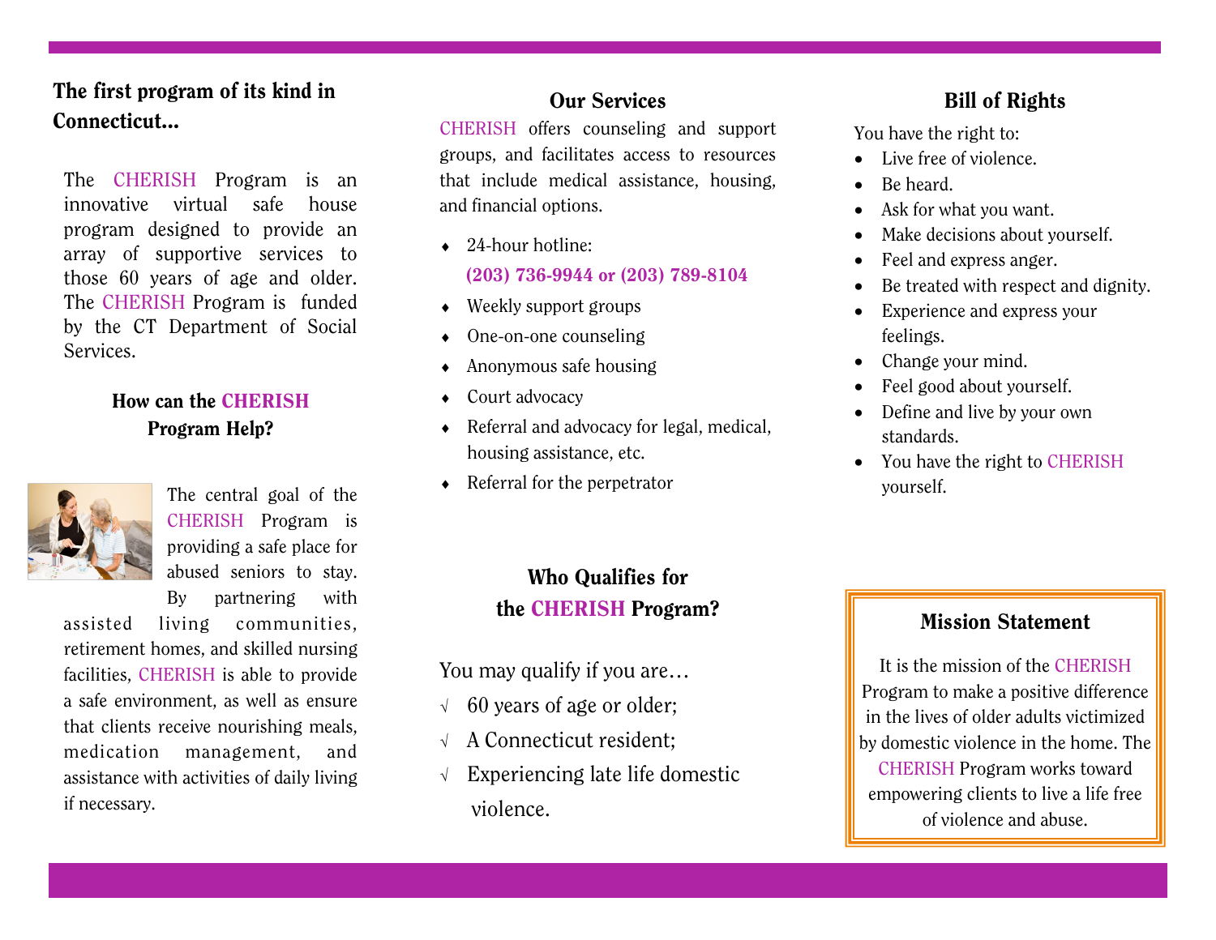## The first program of its kind in Connecticut…

The CHERISH Program is an innovative virtual safe house program designed to provide an array of supportive services to those 60 years of age and older. The CHERISH Program is funded by the CT Department of Social Services.

### How can the CHERISH Program Help?

The central goal of the CHERISH Program is providing a safe place for abused seniors to stay. By partnering with assisted living communities, retirement homes, and skilled nursing facilities, CHERISH is able to provide a safe environment, as well as ensure that clients receive nourishing meals, medication management, and assistance with activities of daily living if necessary.

### Our Services

CHERISH offers counseling and support groups, and facilitates access to resources that include medical assistance, housing, and financial options.

- 24-hour hotline:
  **(203) 736-9944 or (203) 789-8104**
- Weekly support groups
- One-on-one counseling
- Anonymous safe housing
- Court advocacy
- Referral and advocacy for legal, medical, housing assistance, etc.
- Referral for the perpetrator

### Who Qualifies for the CHERISH Program?

You may qualify if you are…

- √ 60 years of age or older;
- √ A Connecticut resident;
- √ Experiencing late life domestic violence.

### Bill of Rights

You have the right to:

- Live free of violence.
- Be heard.
- Ask for what you want.
- Make decisions about yourself.
- Feel and express anger.
- Be treated with respect and dignity.
- Experience and express your feelings.
- Change your mind.
- Feel good about yourself.
- Define and live by your own standards.
- You have the right to CHERISH yourself.

### Mission Statement

It is the mission of the CHERISH Program to make a positive difference in the lives of older adults victimized by domestic violence in the home. The CHERISH Program works toward empowering clients to live a life free of violence and abuse.